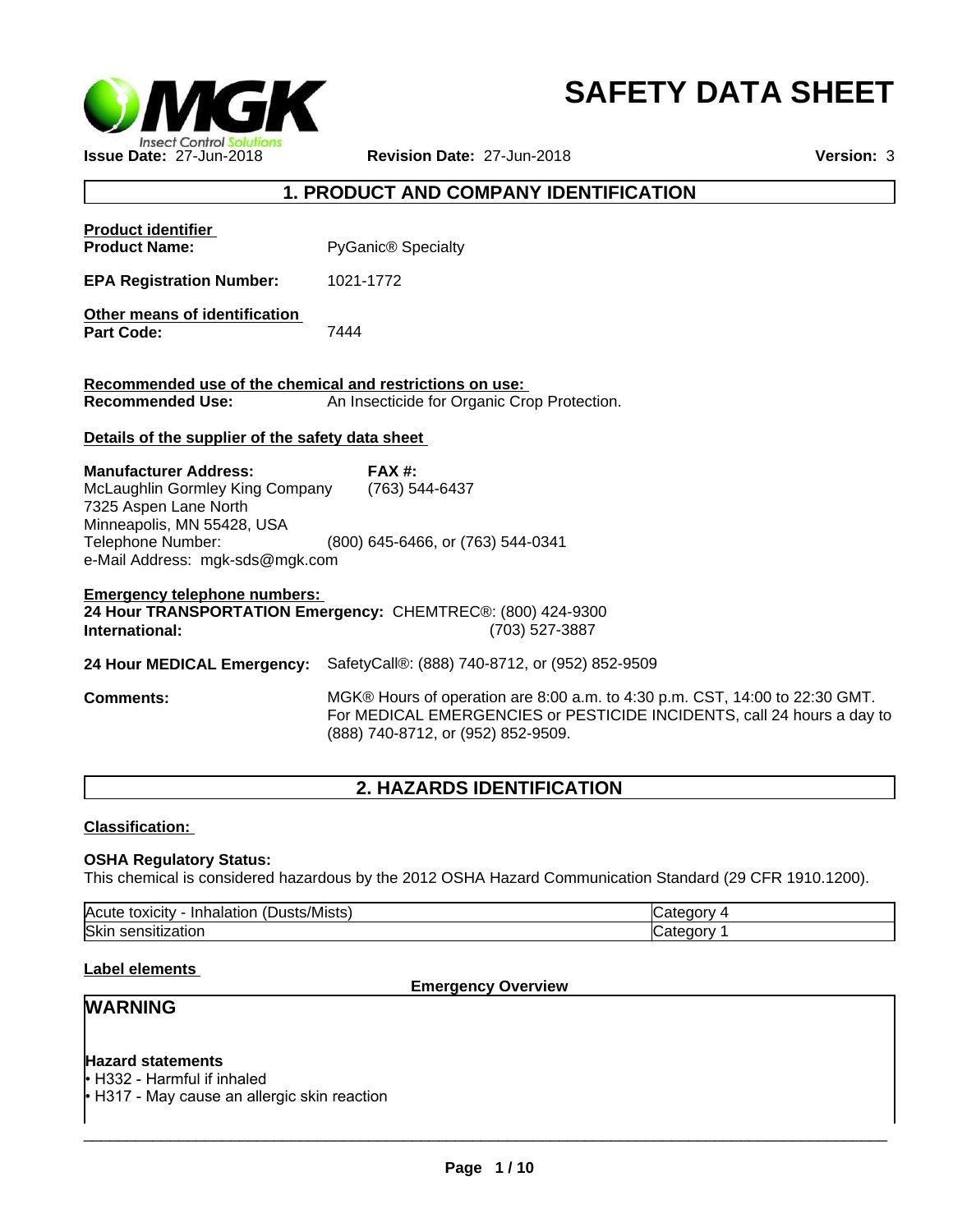# SAFETY DATA SHEET

**Issue Date:** 27-Jun-2018 **Revision Date:** 27-Jun-2018 **Version:** 3

## 1. PRODUCT AND COMPANY IDENTIFICATION

**Product identifier**

**Product Name:** PyGanic® Specialty

**EPA Registration Number:** 1021-1772

**Other means of identification**

**Part Code:** 7444

**Recommended use of the chemical and restrictions on use:**

**Recommended Use:** An Insecticide for Organic Crop Protection.

**Details of the supplier of the safety data sheet**

**Manufacturer Address:**
McLaughlin Gormley King Company
7325 Aspen Lane North
Minneapolis, MN 55428, USA
Telephone Number: (800) 645-6466, or (763) 544-0341
e-Mail Address: mgk-sds@mgk.com

**FAX #:** (763) 544-6437

**Emergency telephone numbers:**

**24 Hour TRANSPORTATION Emergency:** CHEMTREC®: (800) 424-9300

**International:** (703) 527-3887

**24 Hour MEDICAL Emergency:** SafetyCall®: (888) 740-8712, or (952) 852-9509

**Comments:** MGK® Hours of operation are 8:00 a.m. to 4:30 p.m. CST, 14:00 to 22:30 GMT. For MEDICAL EMERGENCIES or PESTICIDE INCIDENTS, call 24 hours a day to (888) 740-8712, or (952) 852-9509.

## 2. HAZARDS IDENTIFICATION

**Classification:**

**OSHA Regulatory Status:**
This chemical is considered hazardous by the 2012 OSHA Hazard Communication Standard (29 CFR 1910.1200).

| Acute toxicity - Inhalation (Dusts/Mists) | Category 4 |
|---|---|
| Skin sensitization | Category 1 |

**Label elements**

**Emergency Overview**

**WARNING**

**Hazard statements**

- H332 - Harmful if inhaled
- H317 - May cause an allergic skin reaction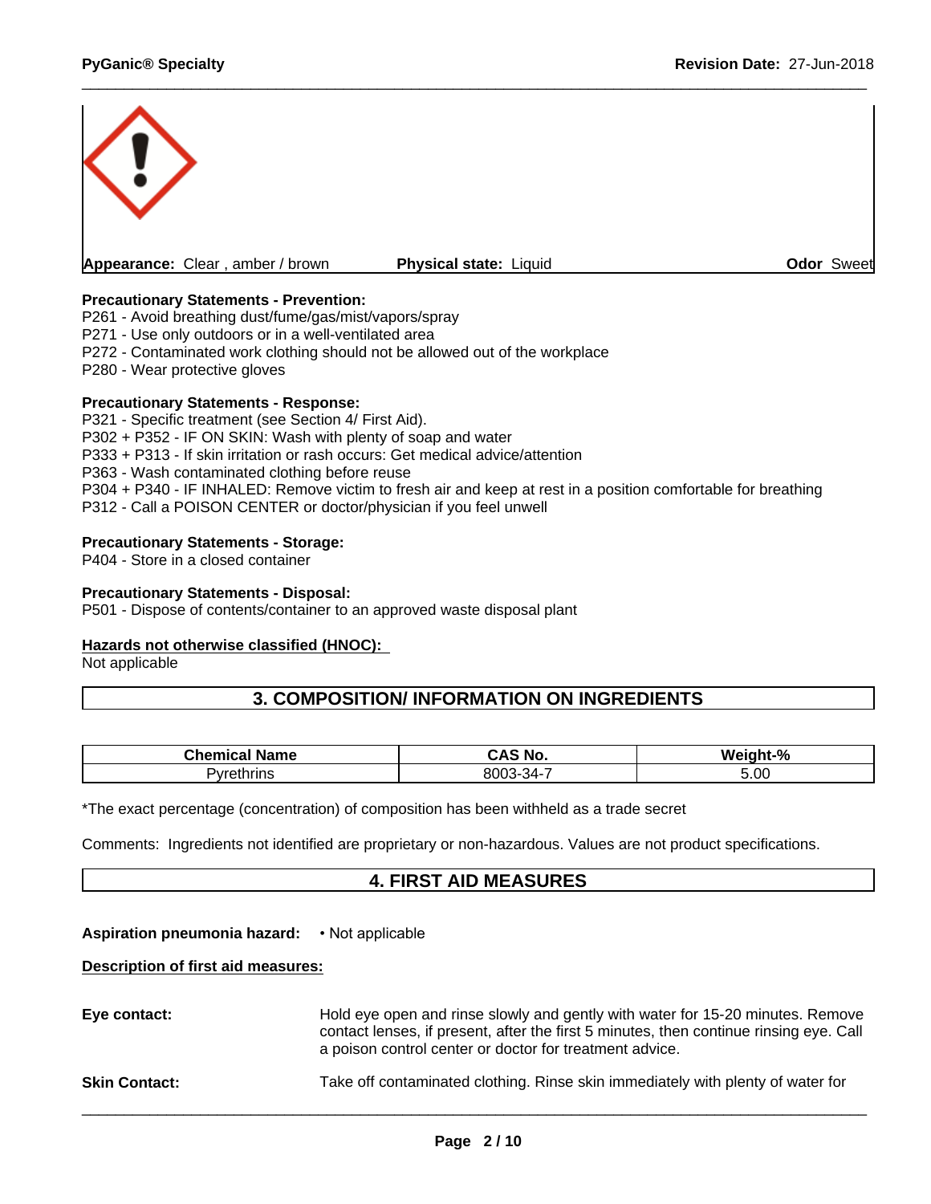**Appearance:** Clear , amber / brown **Physical state:** Liquid **Odor** Sweet

**Precautionary Statements - Prevention:**
P261 - Avoid breathing dust/fume/gas/mist/vapors/spray
P271 - Use only outdoors or in a well-ventilated area
P272 - Contaminated work clothing should not be allowed out of the workplace
P280 - Wear protective gloves

**Precautionary Statements - Response:**
P321 - Specific treatment (see Section 4/ First Aid).
P302 + P352 - IF ON SKIN: Wash with plenty of soap and water
P333 + P313 - If skin irritation or rash occurs: Get medical advice/attention
P363 - Wash contaminated clothing before reuse
P304 + P340 - IF INHALED: Remove victim to fresh air and keep at rest in a position comfortable for breathing
P312 - Call a POISON CENTER or doctor/physician if you feel unwell

**Precautionary Statements - Storage:**
P404 - Store in a closed container

**Precautionary Statements - Disposal:**
P501 - Dispose of contents/container to an approved waste disposal plant

**Hazards not otherwise classified (HNOC):**
Not applicable

## 3. COMPOSITION/ INFORMATION ON INGREDIENTS

| Chemical Name | CAS No. | Weight-% |
|---|---|---|
| Pyrethrins | 8003-34-7 | 5.00 |

*The exact percentage (concentration) of composition has been withheld as a trade secret

Comments: Ingredients not identified are proprietary or non-hazardous. Values are not product specifications.

## 4. FIRST AID MEASURES

**Aspiration pneumonia hazard:** • Not applicable

**Description of first aid measures:**

**Eye contact:** Hold eye open and rinse slowly and gently with water for 15-20 minutes. Remove contact lenses, if present, after the first 5 minutes, then continue rinsing eye. Call a poison control center or doctor for treatment advice.

**Skin Contact:** Take off contaminated clothing. Rinse skin immediately with plenty of water for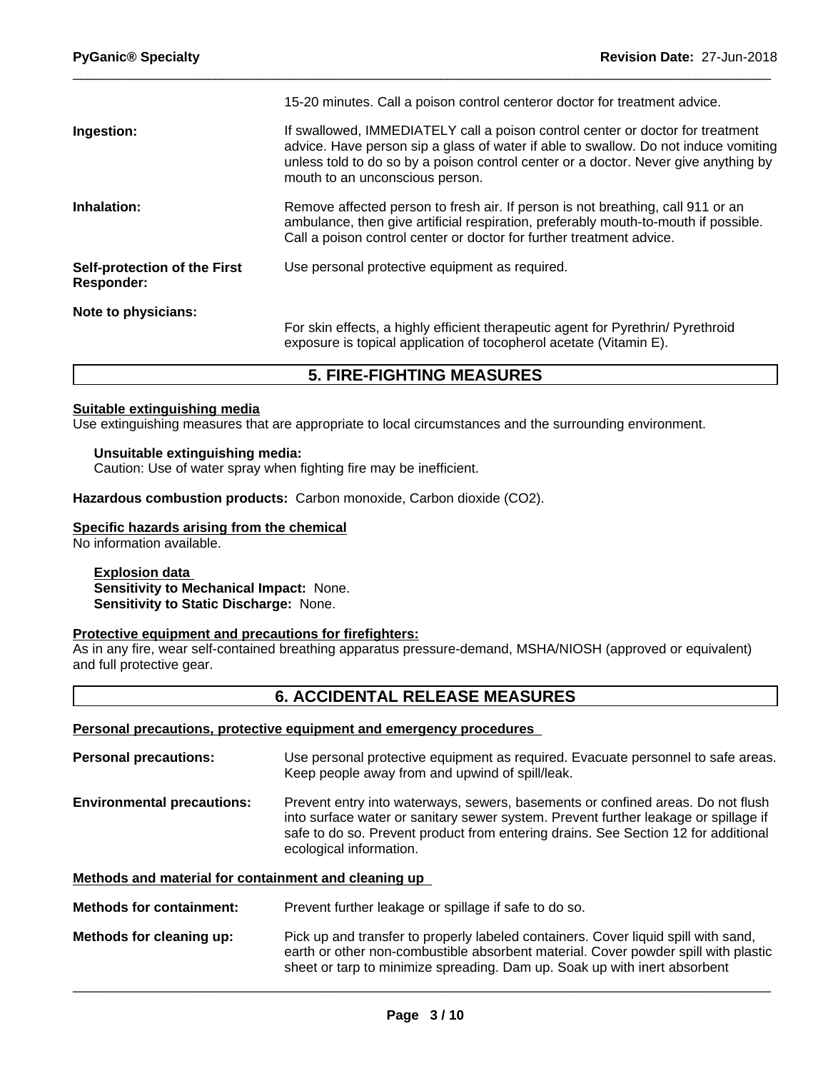15-20 minutes. Call a poison control centeror doctor for treatment advice.

**Ingestion:** If swallowed, IMMEDIATELY call a poison control center or doctor for treatment advice. Have person sip a glass of water if able to swallow. Do not induce vomiting unless told to do so by a poison control center or a doctor. Never give anything by mouth to an unconscious person.

**Inhalation:** Remove affected person to fresh air. If person is not breathing, call 911 or an ambulance, then give artificial respiration, preferably mouth-to-mouth if possible. Call a poison control center or doctor for further treatment advice.

**Self-protection of the First Responder:** Use personal protective equipment as required.

**Note to physicians:** For skin effects, a highly efficient therapeutic agent for Pyrethrin/ Pyrethroid exposure is topical application of tocopherol acetate (Vitamin E).

## 5. FIRE-FIGHTING MEASURES

**Suitable extinguishing media**

Use extinguishing measures that are appropriate to local circumstances and the surrounding environment.

**Unsuitable extinguishing media:**
Caution: Use of water spray when fighting fire may be inefficient.

**Hazardous combustion products:** Carbon monoxide, Carbon dioxide ($CO_2$).

**Specific hazards arising from the chemical**

No information available.

**Explosion data**
**Sensitivity to Mechanical Impact:** None.
**Sensitivity to Static Discharge:** None.

**Protective equipment and precautions for firefighters:**

As in any fire, wear self-contained breathing apparatus pressure-demand, MSHA/NIOSH (approved or equivalent) and full protective gear.

## 6. ACCIDENTAL RELEASE MEASURES

**Personal precautions, protective equipment and emergency procedures**

**Personal precautions:** Use personal protective equipment as required. Evacuate personnel to safe areas. Keep people away from and upwind of spill/leak.

**Environmental precautions:** Prevent entry into waterways, sewers, basements or confined areas. Do not flush into surface water or sanitary sewer system. Prevent further leakage or spillage if safe to do so. Prevent product from entering drains. See Section 12 for additional ecological information.

**Methods and material for containment and cleaning up**

**Methods for containment:** Prevent further leakage or spillage if safe to do so.

**Methods for cleaning up:** Pick up and transfer to properly labeled containers. Cover liquid spill with sand, earth or other non-combustible absorbent material. Cover powder spill with plastic sheet or tarp to minimize spreading. Dam up. Soak up with inert absorbent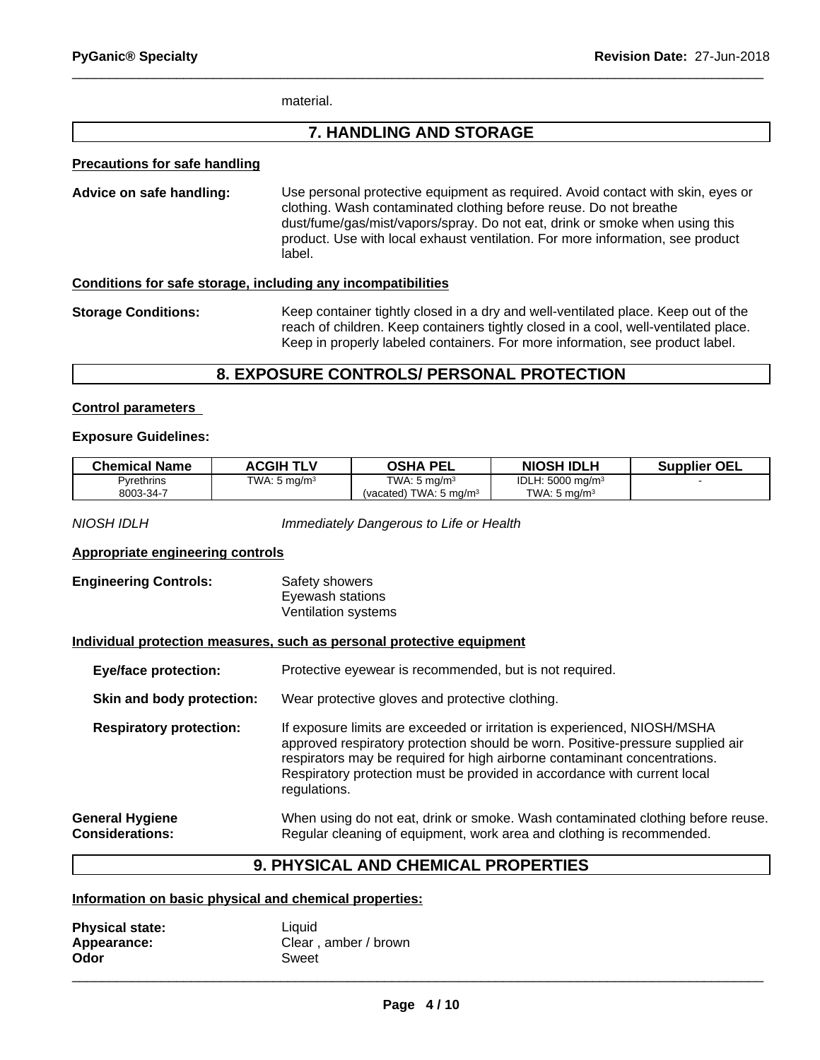material.

## 7. HANDLING AND STORAGE

**Precautions for safe handling**

**Advice on safe handling:** Use personal protective equipment as required. Avoid contact with skin, eyes or clothing. Wash contaminated clothing before reuse. Do not breathe dust/fume/gas/mist/vapors/spray. Do not eat, drink or smoke when using this product. Use with local exhaust ventilation. For more information, see product label.

**Conditions for safe storage, including any incompatibilities**

**Storage Conditions:** Keep container tightly closed in a dry and well-ventilated place. Keep out of the reach of children. Keep containers tightly closed in a cool, well-ventilated place. Keep in properly labeled containers. For more information, see product label.

## 8. EXPOSURE CONTROLS/ PERSONAL PROTECTION

**Control parameters**

**Exposure Guidelines:**

| Chemical Name | ACGIH TLV | OSHA PEL | NIOSH IDLH | Supplier OEL |
|---|---|---|---|---|
| Pyrethrins<br>8003-34-7 | TWA: 5 mg/m³ | TWA: 5 mg/m³<br>(vacated) TWA: 5 mg/m³ | IDLH: 5000 mg/m³<br>TWA: 5 mg/m³ | - |

*NIOSH IDLH* *Immediately Dangerous to Life or Health*

**Appropriate engineering controls**

**Engineering Controls:** Safety showers
Eyewash stations
Ventilation systems

**Individual protection measures, such as personal protective equipment**

**Eye/face protection:** Protective eyewear is recommended, but is not required.

**Skin and body protection:** Wear protective gloves and protective clothing.

**Respiratory protection:** If exposure limits are exceeded or irritation is experienced, NIOSH/MSHA approved respiratory protection should be worn. Positive-pressure supplied air respirators may be required for high airborne contaminant concentrations. Respiratory protection must be provided in accordance with current local regulations.

**General Hygiene Considerations:** When using do not eat, drink or smoke. Wash contaminated clothing before reuse. Regular cleaning of equipment, work area and clothing is recommended.

## 9. PHYSICAL AND CHEMICAL PROPERTIES

**Information on basic physical and chemical properties:**

**Physical state:** Liquid
**Appearance:** Clear , amber / brown
**Odor** Sweet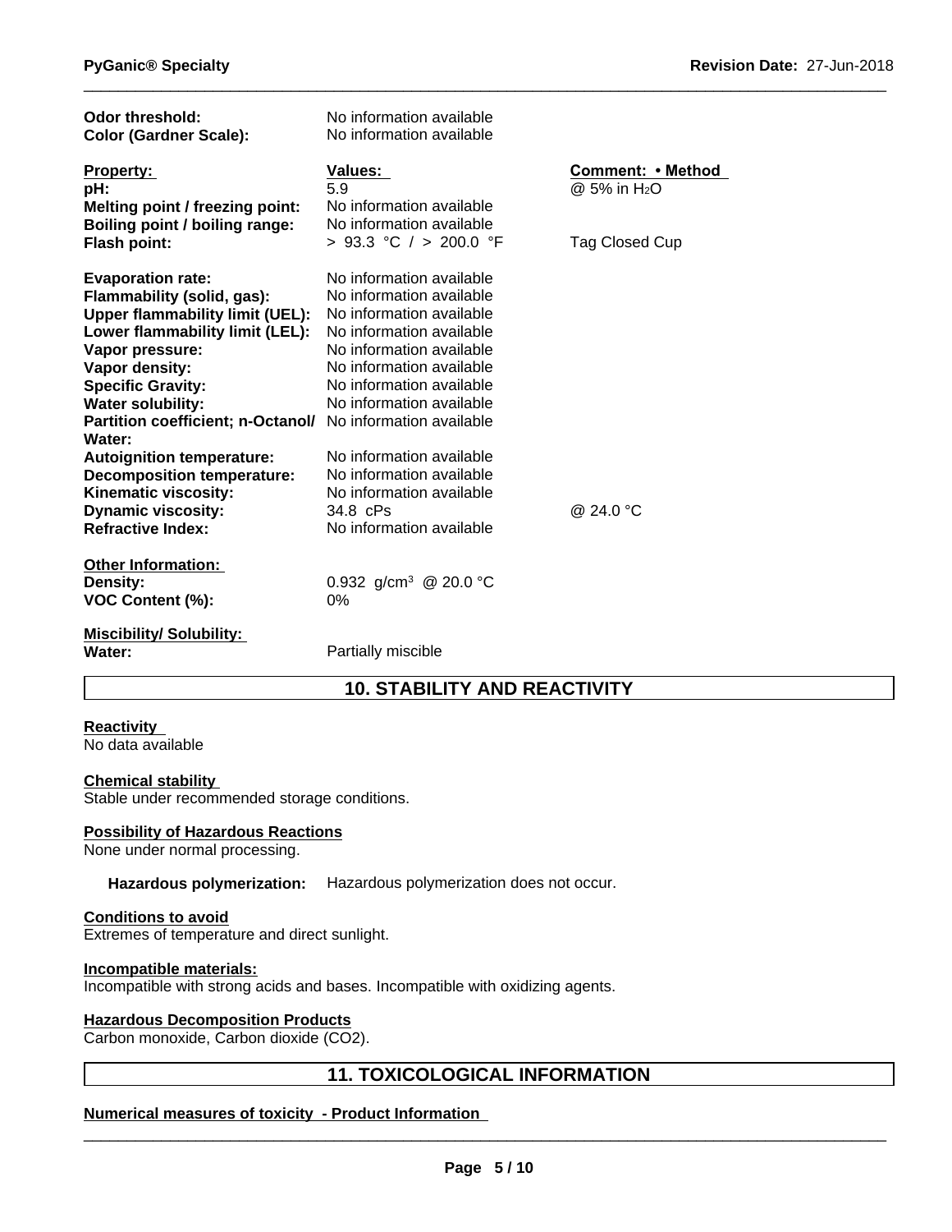| | | |
|---|---|---|
| **Odor threshold:** | No information available | |
| **Color (Gardner Scale):** | No information available | |

| **Property:** | **Values:** | **Comment: • Method** |
|---|---|---|
| **pH:** | 5.9 | @ 5% in $H_2O$ |
| **Melting point / freezing point:** | No information available | |
| **Boiling point / boiling range:** | No information available | |
| **Flash point:** | > 93.3 °C / > 200.0 °F | Tag Closed Cup |
| **Evaporation rate:** | No information available | |
| **Flammability (solid, gas):** | No information available | |
| **Upper flammability limit (UEL):** | No information available | |
| **Lower flammability limit (LEL):** | No information available | |
| **Vapor pressure:** | No information available | |
| **Vapor density:** | No information available | |
| **Specific Gravity:** | No information available | |
| **Water solubility:** | No information available | |
| **Partition coefficient; n-Octanol/ Water:** | No information available | |
| **Autoignition temperature:** | No information available | |
| **Decomposition temperature:** | No information available | |
| **Kinematic viscosity:** | No information available | |
| **Dynamic viscosity:** | 34.8 cPs | @ 24.0 °C |
| **Refractive Index:** | No information available | |

**Other Information:**

| | |
|---|---|
| **Density:** | 0.932 g/cm$^3$ @ 20.0 °C |
| **VOC Content (%):** | 0% |

**Miscibility/ Solubility:**

| | |
|---|---|
| **Water:** | Partially miscible |

## 10. STABILITY AND REACTIVITY

**Reactivity**

No data available

**Chemical stability**

Stable under recommended storage conditions.

**Possibility of Hazardous Reactions**

None under normal processing.

**Hazardous polymerization:** Hazardous polymerization does not occur.

**Conditions to avoid**

Extremes of temperature and direct sunlight.

**Incompatible materials:**

Incompatible with strong acids and bases. Incompatible with oxidizing agents.

**Hazardous Decomposition Products**

Carbon monoxide, Carbon dioxide ($CO_2$).

## 11. TOXICOLOGICAL INFORMATION

**Numerical measures of toxicity - Product Information**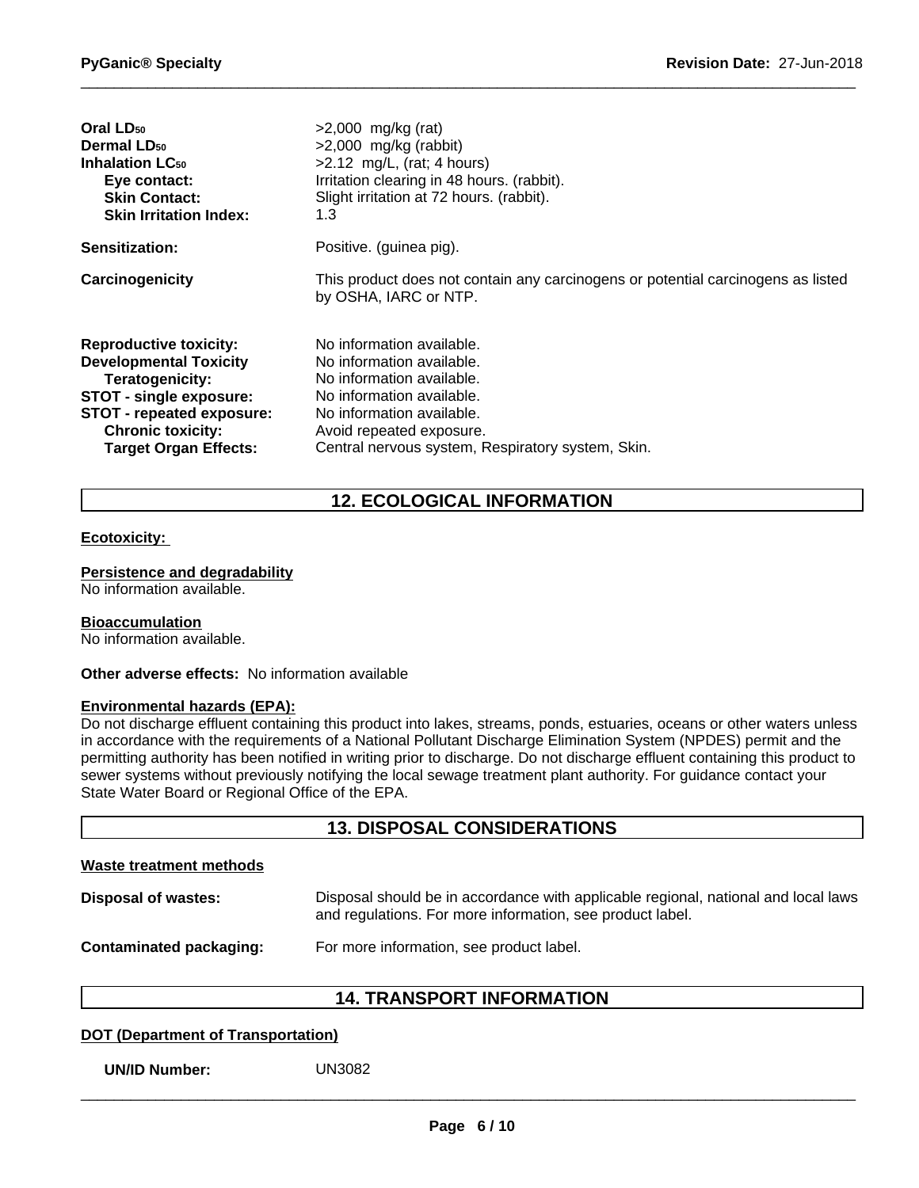| | |
|---|---|
| **Oral $LD_{50}$** | >2,000 mg/kg (rat) |
| **Dermal $LD_{50}$** | >2,000 mg/kg (rabbit) |
| **Inhalation $LC_{50}$** | >2.12 mg/L, (rat; 4 hours) |
| **Eye contact:** | Irritation clearing in 48 hours. (rabbit). |
| **Skin Contact:** | Slight irritation at 72 hours. (rabbit). |
| **Skin Irritation Index:** | 1.3 |

**Sensitization:** Positive. (guinea pig).

**Carcinogenicity** This product does not contain any carcinogens or potential carcinogens as listed by OSHA, IARC or NTP.

| | |
|---|---|
| **Reproductive toxicity:** | No information available. |
| **Developmental Toxicity** | No information available. |
| **Teratogenicity:** | No information available. |
| **STOT - single exposure:** | No information available. |
| **STOT - repeated exposure:** | No information available. |
| **Chronic toxicity:** | Avoid repeated exposure. |
| **Target Organ Effects:** | Central nervous system, Respiratory system, Skin. |

## 12. ECOLOGICAL INFORMATION

**Ecotoxicity:**

**Persistence and degradability**
No information available.

**Bioaccumulation**
No information available.

**Other adverse effects:** No information available

**Environmental hazards (EPA):**
Do not discharge effluent containing this product into lakes, streams, ponds, estuaries, oceans or other waters unless in accordance with the requirements of a National Pollutant Discharge Elimination System (NPDES) permit and the permitting authority has been notified in writing prior to discharge. Do not discharge effluent containing this product to sewer systems without previously notifying the local sewage treatment plant authority. For guidance contact your State Water Board or Regional Office of the EPA.

## 13. DISPOSAL CONSIDERATIONS

**Waste treatment methods**

**Disposal of wastes:** Disposal should be in accordance with applicable regional, national and local laws and regulations. For more information, see product label.

**Contaminated packaging:** For more information, see product label.

## 14. TRANSPORT INFORMATION

**DOT (Department of Transportation)**

**UN/ID Number:** UN3082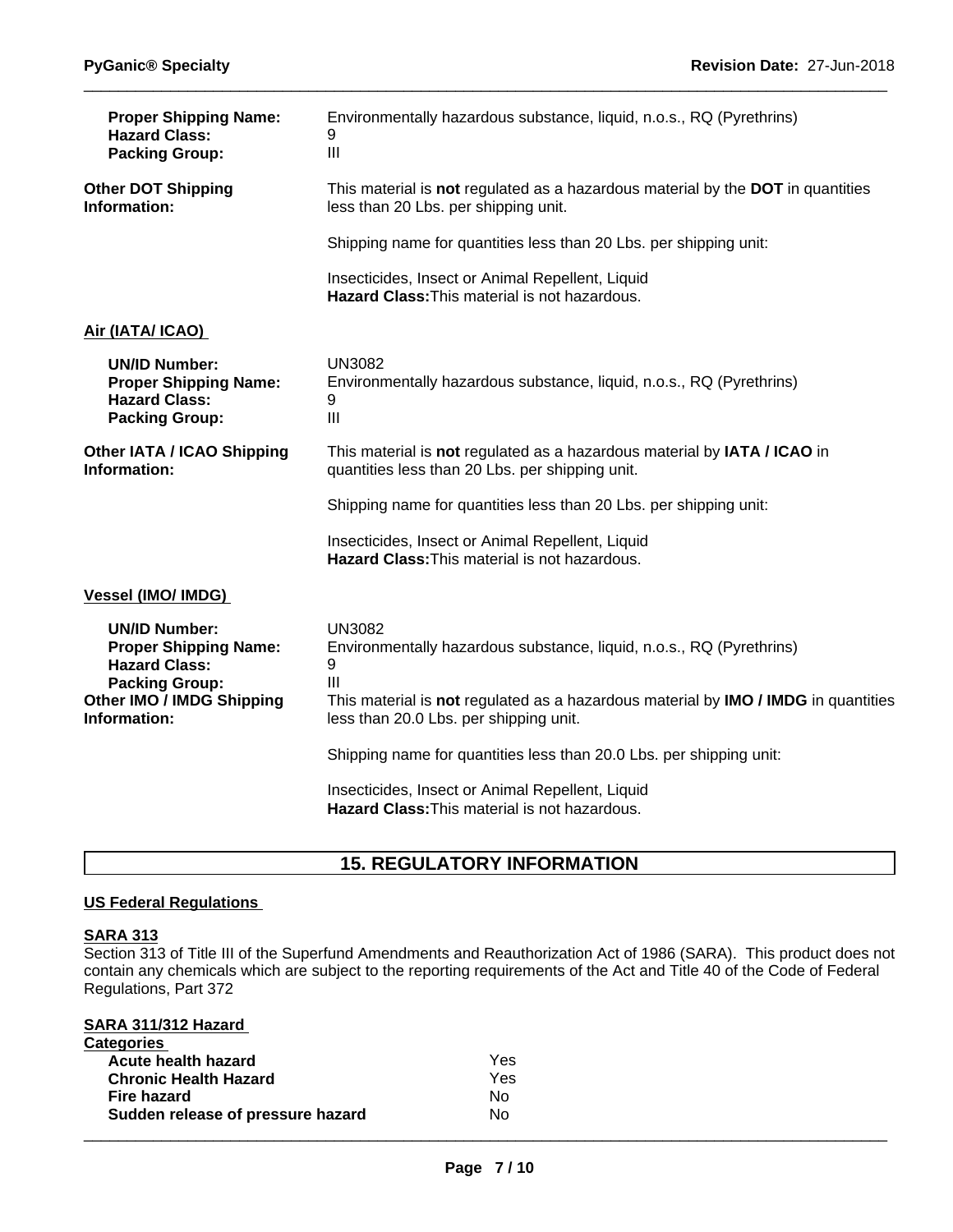| | |
|---|---|
| **Proper Shipping Name:** | Environmentally hazardous substance, liquid, n.o.s., RQ (Pyrethrins) |
| **Hazard Class:** | 9 |
| **Packing Group:** | III |

**Other DOT Shipping Information:**

This material is **not** regulated as a hazardous material by the **DOT** in quantities less than 20 Lbs. per shipping unit.

Shipping name for quantities less than 20 Lbs. per shipping unit:

Insecticides, Insect or Animal Repellent, Liquid
**Hazard Class:** This material is not hazardous.

**Air (IATA/ ICAO)**

| | |
|---|---|
| **UN/ID Number:** | UN3082 |
| **Proper Shipping Name:** | Environmentally hazardous substance, liquid, n.o.s., RQ (Pyrethrins) |
| **Hazard Class:** | 9 |
| **Packing Group:** | III |

**Other IATA / ICAO Shipping Information:**

This material is **not** regulated as a hazardous material by **IATA / ICAO** in quantities less than 20 Lbs. per shipping unit.

Shipping name for quantities less than 20 Lbs. per shipping unit:

Insecticides, Insect or Animal Repellent, Liquid
**Hazard Class:** This material is not hazardous.

**Vessel (IMO/ IMDG)**

| | |
|---|---|
| **UN/ID Number:** | UN3082 |
| **Proper Shipping Name:** | Environmentally hazardous substance, liquid, n.o.s., RQ (Pyrethrins) |
| **Hazard Class:** | 9 |
| **Packing Group:** | III |

**Other IMO / IMDG Shipping Information:**

This material is **not** regulated as a hazardous material by **IMO / IMDG** in quantities less than 20.0 Lbs. per shipping unit.

Shipping name for quantities less than 20.0 Lbs. per shipping unit:

Insecticides, Insect or Animal Repellent, Liquid
**Hazard Class:** This material is not hazardous.

## 15. REGULATORY INFORMATION

**US Federal Regulations**

**SARA 313**

Section 313 of Title III of the Superfund Amendments and Reauthorization Act of 1986 (SARA). This product does not contain any chemicals which are subject to the reporting requirements of the Act and Title 40 of the Code of Federal Regulations, Part 372

**SARA 311/312 Hazard Categories**

| | |
|---|---|
| **Acute health hazard** | Yes |
| **Chronic Health Hazard** | Yes |
| **Fire hazard** | No |
| **Sudden release of pressure hazard** | No |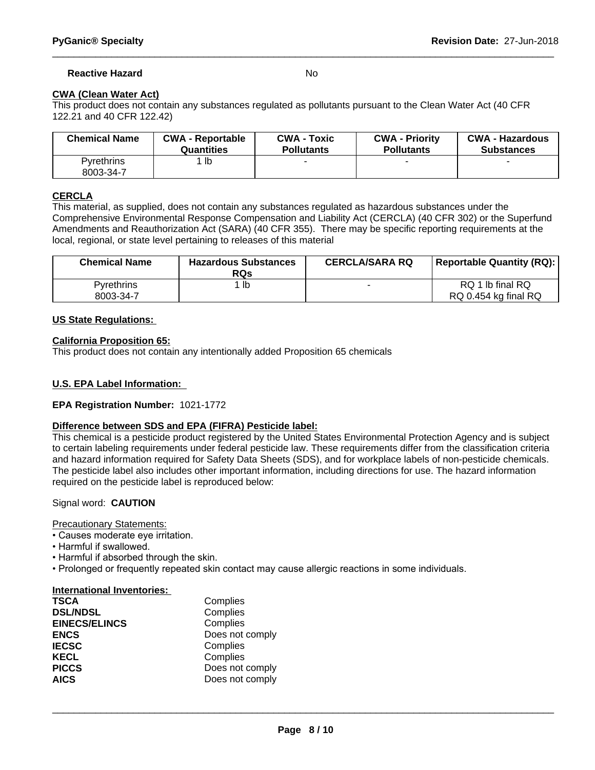**Reactive Hazard** No

**CWA (Clean Water Act)**

This product does not contain any substances regulated as pollutants pursuant to the Clean Water Act (40 CFR 122.21 and 40 CFR 122.42)

| Chemical Name | CWA - Reportable Quantities | CWA - Toxic Pollutants | CWA - Priority Pollutants | CWA - Hazardous Substances |
|---|---|---|---|---|
| Pyrethrins 8003-34-7 | 1 lb | - | - | - |

**CERCLA**

This material, as supplied, does not contain any substances regulated as hazardous substances under the Comprehensive Environmental Response Compensation and Liability Act (CERCLA) (40 CFR 302) or the Superfund Amendments and Reauthorization Act (SARA) (40 CFR 355). There may be specific reporting requirements at the local, regional, or state level pertaining to releases of this material

| Chemical Name | Hazardous Substances RQs | CERCLA/SARA RQ | Reportable Quantity (RQ): |
|---|---|---|---|
| Pyrethrins 8003-34-7 | 1 lb | - | RQ 1 lb final RQ RQ 0.454 kg final RQ |

**US State Regulations:**

**California Proposition 65:**

This product does not contain any intentionally added Proposition 65 chemicals

**U.S. EPA Label Information:**

**EPA Registration Number:** 1021-1772

**Difference between SDS and EPA (FIFRA) Pesticide label:**

This chemical is a pesticide product registered by the United States Environmental Protection Agency and is subject to certain labeling requirements under federal pesticide law. These requirements differ from the classification criteria and hazard information required for Safety Data Sheets (SDS), and for workplace labels of non-pesticide chemicals. The pesticide label also includes other important information, including directions for use. The hazard information required on the pesticide label is reproduced below:

Signal word: **CAUTION**

Precautionary Statements:

- Causes moderate eye irritation.
- Harmful if swallowed.
- Harmful if absorbed through the skin.
- Prolonged or frequently repeated skin contact may cause allergic reactions in some individuals.

**International Inventories:**

| | |
|---|---|
| **TSCA** | Complies |
| **DSL/NDSL** | Complies |
| **EINECS/ELINCS** | Complies |
| **ENCS** | Does not comply |
| **IECSC** | Complies |
| **KECL** | Complies |
| **PICCS** | Does not comply |
| **AICS** | Does not comply |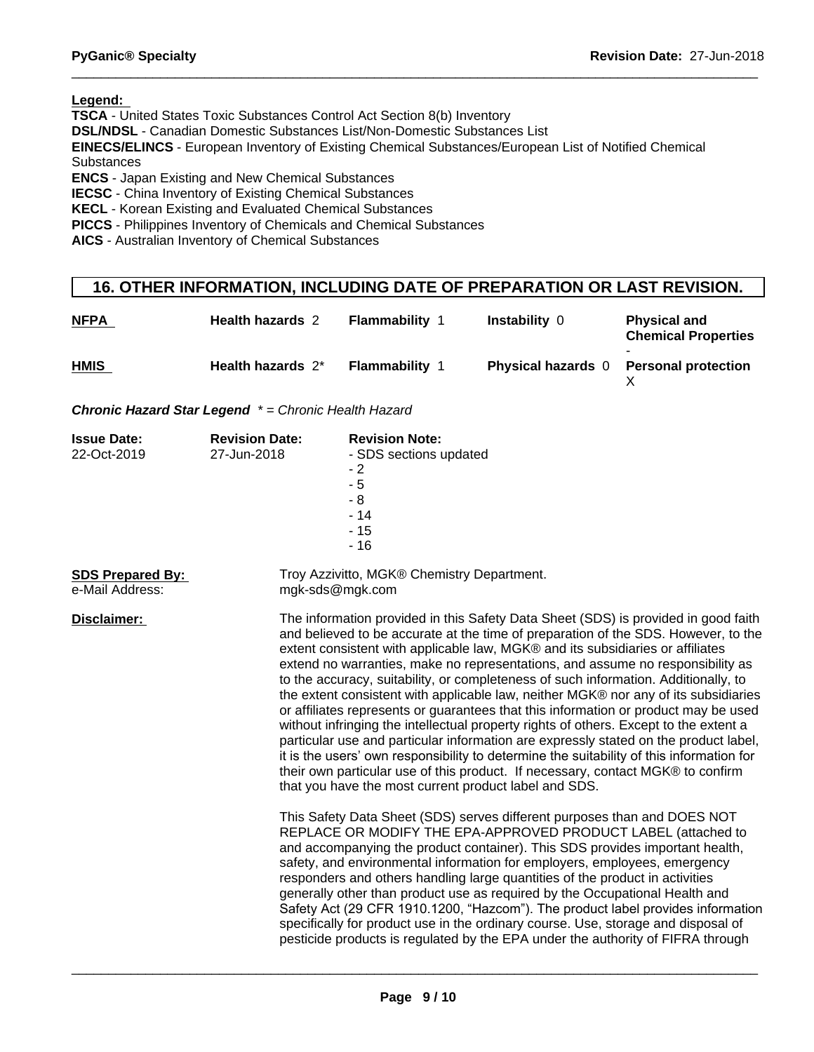**Legend:**

**TSCA** - United States Toxic Substances Control Act Section 8(b) Inventory
**DSL/NDSL** - Canadian Domestic Substances List/Non-Domestic Substances List
**EINECS/ELINCS** - European Inventory of Existing Chemical Substances/European List of Notified Chemical Substances
**ENCS** - Japan Existing and New Chemical Substances
**IECSC** - China Inventory of Existing Chemical Substances
**KECL** - Korean Existing and Evaluated Chemical Substances
**PICCS** - Philippines Inventory of Chemicals and Chemical Substances
**AICS** - Australian Inventory of Chemical Substances

## 16. OTHER INFORMATION, INCLUDING DATE OF PREPARATION OR LAST REVISION.

| | | | | |
|---|---|---|---|---|
| **NFPA** | **Health hazards** 2 | **Flammability** 1 | **Instability** 0 | **Physical and Chemical Properties** - |
| **HMIS** | **Health hazards** 2* | **Flammability** 1 | **Physical hazards** 0 | **Personal protection** X |

***Chronic Hazard Star Legend*** *\* = Chronic Health Hazard*

| **Issue Date:** | **Revision Date:** | **Revision Note:** |
|---|---|---|
| 22-Oct-2019 | 27-Jun-2018 | - SDS sections updated<br>- 2<br>- 5<br>- 8<br>- 14<br>- 15<br>- 16 |

**SDS Prepared By:** Troy Azzivitto, MGK® Chemistry Department.
e-Mail Address: mgk-sds@mgk.com

**Disclaimer:** The information provided in this Safety Data Sheet (SDS) is provided in good faith and believed to be accurate at the time of preparation of the SDS. However, to the extent consistent with applicable law, MGK® and its subsidiaries or affiliates extend no warranties, make no representations, and assume no responsibility as to the accuracy, suitability, or completeness of such information. Additionally, to the extent consistent with applicable law, neither MGK® nor any of its subsidiaries or affiliates represents or guarantees that this information or product may be used without infringing the intellectual property rights of others. Except to the extent a particular use and particular information are expressly stated on the product label, it is the users' own responsibility to determine the suitability of this information for their own particular use of this product. If necessary, contact MGK® to confirm that you have the most current product label and SDS.

This Safety Data Sheet (SDS) serves different purposes than and DOES NOT REPLACE OR MODIFY THE EPA-APPROVED PRODUCT LABEL (attached to and accompanying the product container). This SDS provides important health, safety, and environmental information for employers, employees, emergency responders and others handling large quantities of the product in activities generally other than product use as required by the Occupational Health and Safety Act (29 CFR 1910.1200, "Hazcom"). The product label provides information specifically for product use in the ordinary course. Use, storage and disposal of pesticide products is regulated by the EPA under the authority of FIFRA through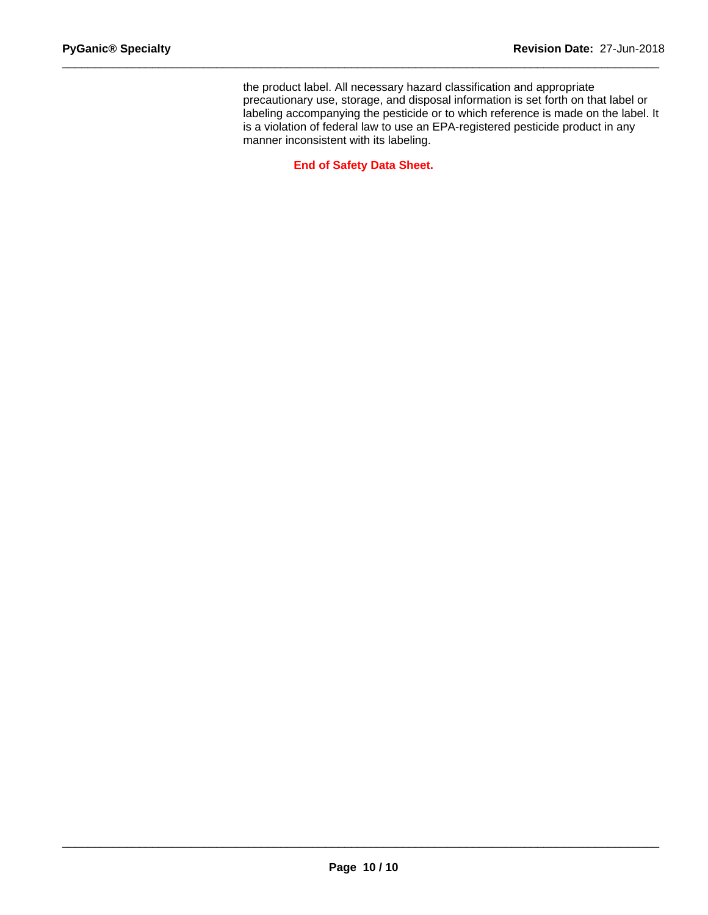the product label. All necessary hazard classification and appropriate precautionary use, storage, and disposal information is set forth on that label or labeling accompanying the pesticide or to which reference is made on the label. It is a violation of federal law to use an EPA-registered pesticide product in any manner inconsistent with its labeling.

**End of Safety Data Sheet.**